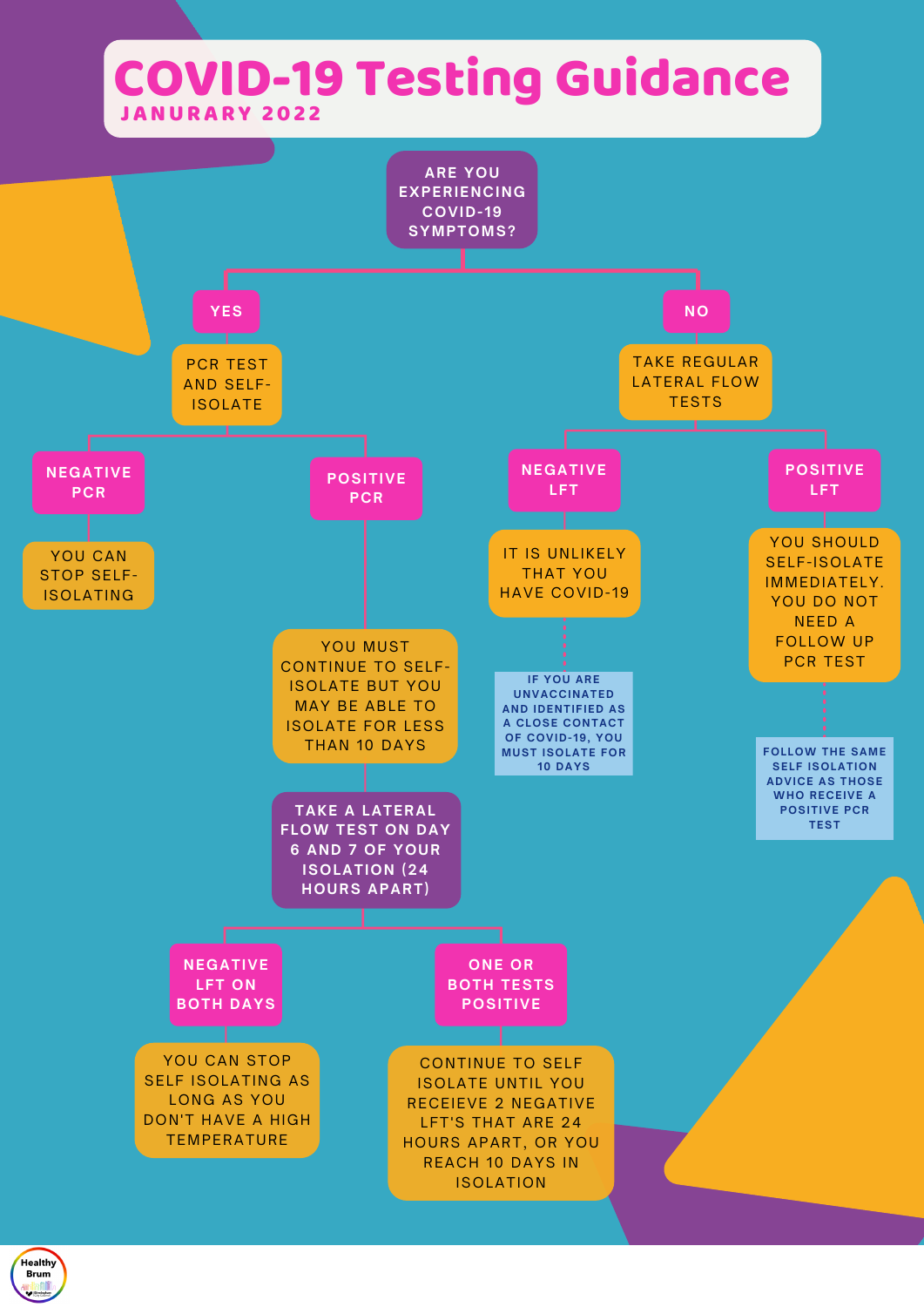# COVID-19 Testing Guidance

**JANURARY 2022**

## ARE YOU EXPERIENCING COVID-19 SYMPTOMS?

### YES

PCR TEST AND SELF-ISOLATE

- **NEGATIVE PCR**
  - YOU CAN STOP SELF-ISOLATING
- **POSITIVE PCR**
  - YOU MUST CONTINUE TO SELF-ISOLATE BUT YOU MAY BE ABLE TO ISOLATE FOR LESS THAN 10 DAYS
  - TAKE A LATERAL FLOW TEST ON DAY 6 AND 7 OF YOUR ISOLATION (24 HOURS APART)
    - **NEGATIVE LFT ON BOTH DAYS**
      - YOU CAN STOP SELF ISOLATING AS LONG AS YOU DON'T HAVE A HIGH TEMPERATURE
    - **ONE OR BOTH TESTS POSITIVE**
      - CONTINUE TO SELF ISOLATE UNTIL YOU RECEIEVE 2 NEGATIVE LFT'S THAT ARE 24 HOURS APART, OR YOU REACH 10 DAYS IN ISOLATION

### NO

TAKE REGULAR LATERAL FLOW TESTS

- **NEGATIVE LFT**
  - IT IS UNLIKELY THAT YOU HAVE COVID-19
  - IF YOU ARE UNVACCINATED AND IDENTIFIED AS A CLOSE CONTACT OF COVID-19, YOU MUST ISOLATE FOR 10 DAYS
- **POSITIVE LFT**
  - YOU SHOULD SELF-ISOLATE IMMEDIATELY. YOU DO NOT NEED A FOLLOW UP PCR TEST
  - FOLLOW THE SAME SELF ISOLATION ADVICE AS THOSE WHO RECEIVE A POSITIVE PCR TEST

Healthy Brum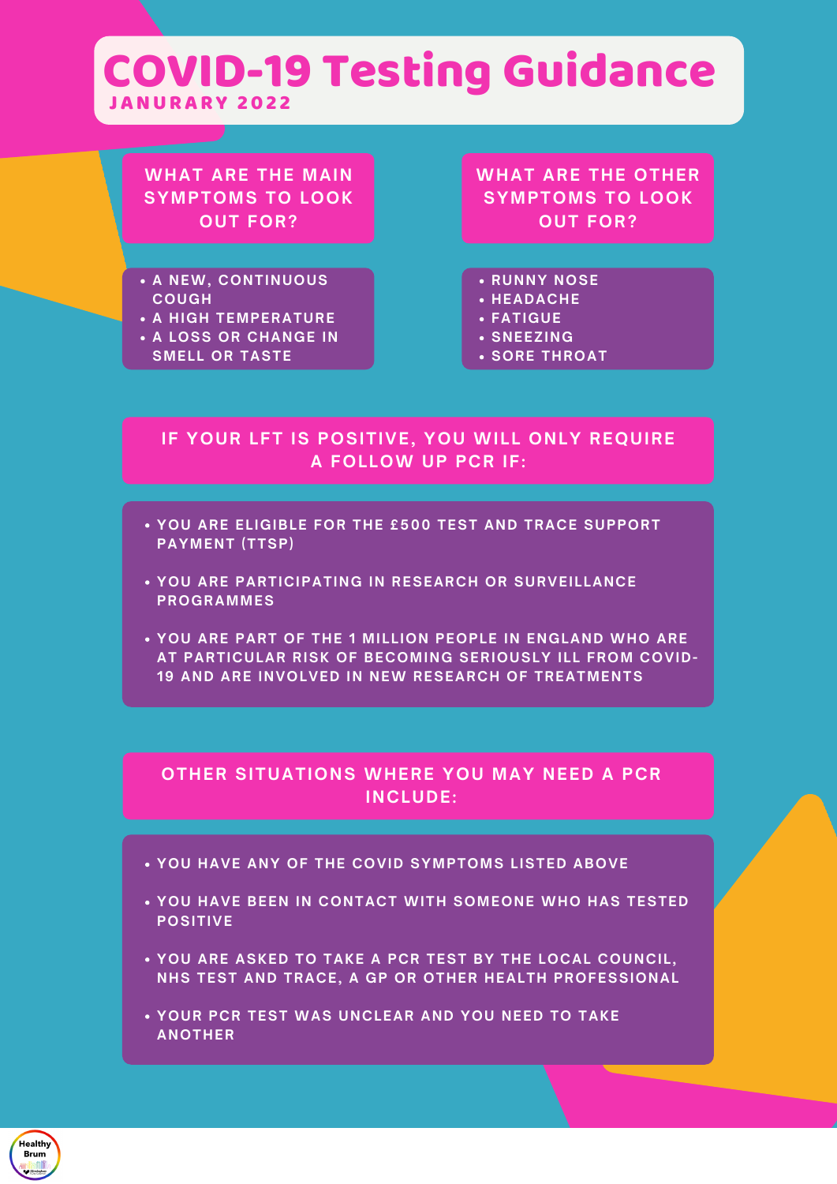# COVID-19 Testing Guidance

JANURARY 2022

## WHAT ARE THE MAIN SYMPTOMS TO LOOK OUT FOR?

- A NEW, CONTINUOUS COUGH
- A HIGH TEMPERATURE
- A LOSS OR CHANGE IN SMELL OR TASTE

## WHAT ARE THE OTHER SYMPTOMS TO LOOK OUT FOR?

- RUNNY NOSE
- HEADACHE
- FATIGUE
- SNEEZING
- SORE THROAT

## IF YOUR LFT IS POSITIVE, YOU WILL ONLY REQUIRE A FOLLOW UP PCR IF:

- YOU ARE ELIGIBLE FOR THE £500 TEST AND TRACE SUPPORT PAYMENT (TTSP)
- YOU ARE PARTICIPATING IN RESEARCH OR SURVEILLANCE PROGRAMMES
- YOU ARE PART OF THE 1 MILLION PEOPLE IN ENGLAND WHO ARE AT PARTICULAR RISK OF BECOMING SERIOUSLY ILL FROM COVID-19 AND ARE INVOLVED IN NEW RESEARCH OF TREATMENTS

## OTHER SITUATIONS WHERE YOU MAY NEED A PCR INCLUDE:

- YOU HAVE ANY OF THE COVID SYMPTOMS LISTED ABOVE
- YOU HAVE BEEN IN CONTACT WITH SOMEONE WHO HAS TESTED POSITIVE
- YOU ARE ASKED TO TAKE A PCR TEST BY THE LOCAL COUNCIL, NHS TEST AND TRACE, A GP OR OTHER HEALTH PROFESSIONAL
- YOUR PCR TEST WAS UNCLEAR AND YOU NEED TO TAKE ANOTHER

Healthy Brum